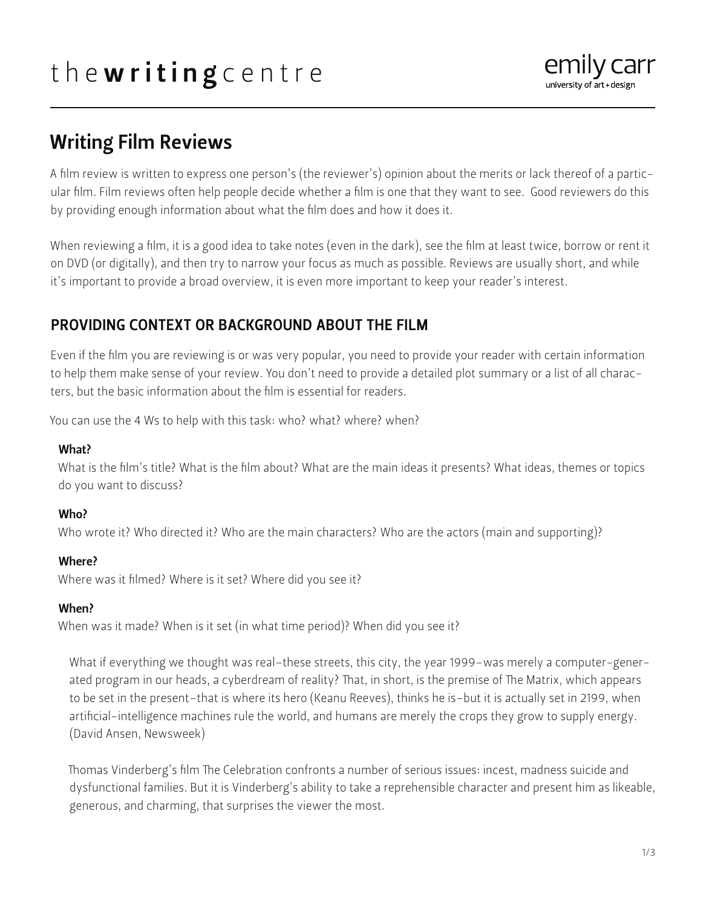t h e **w r i t i n g** c e n t r e

emily carr
university of art + design

# Writing Film Reviews

A film review is written to express one person's (the reviewer's) opinion about the merits or lack thereof of a particular film. Film reviews often help people decide whether a film is one that they want to see. Good reviewers do this by providing enough information about what the film does and how it does it.

When reviewing a film, it is a good idea to take notes (even in the dark), see the film at least twice, borrow or rent it on DVD (or digitally), and then try to narrow your focus as much as possible. Reviews are usually short, and while it's important to provide a broad overview, it is even more important to keep your reader's interest.

## PROVIDING CONTEXT OR BACKGROUND ABOUT THE FILM

Even if the film you are reviewing is or was very popular, you need to provide your reader with certain information to help them make sense of your review. You don't need to provide a detailed plot summary or a list of all characters, but the basic information about the film is essential for readers.

You can use the 4 Ws to help with this task: who? what? where? when?

**What?**
What is the film's title? What is the film about? What are the main ideas it presents? What ideas, themes or topics do you want to discuss?

**Who?**
Who wrote it? Who directed it? Who are the main characters? Who are the actors (main and supporting)?

**Where?**
Where was it filmed? Where is it set? Where did you see it?

**When?**
When was it made? When is it set (in what time period)? When did you see it?

> What if everything we thought was real–these streets, this city, the year 1999–was merely a computer-generated program in our heads, a cyberdream of reality? That, in short, is the premise of The Matrix, which appears to be set in the present–that is where its hero (Keanu Reeves), thinks he is–but it is actually set in 2199, when artificial-intelligence machines rule the world, and humans are merely the crops they grow to supply energy. (David Ansen, Newsweek)

> Thomas Vinderberg's film The Celebration confronts a number of serious issues: incest, madness suicide and dysfunctional families. But it is Vinderberg's ability to take a reprehensible character and present him as likeable, generous, and charming, that surprises the viewer the most.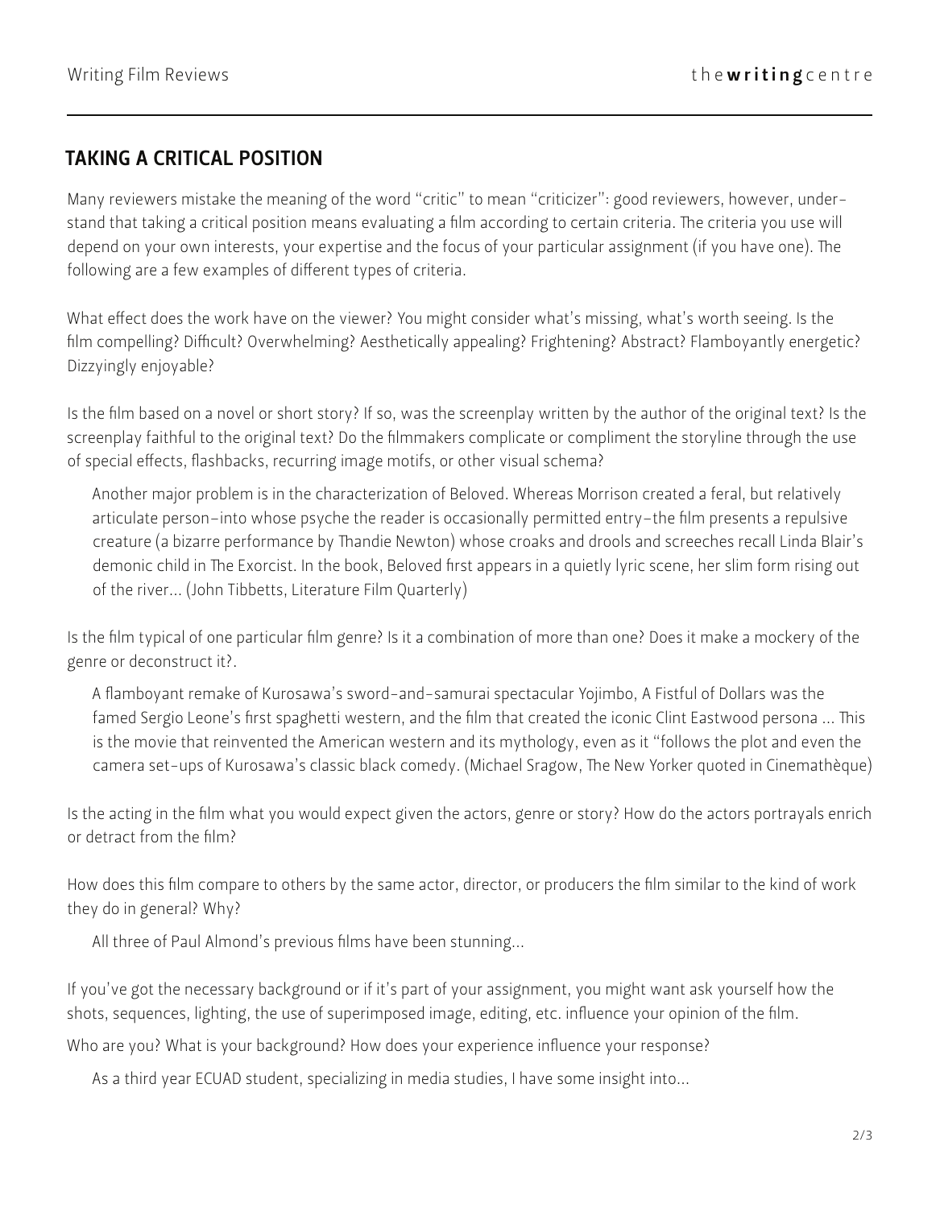## TAKING A CRITICAL POSITION

Many reviewers mistake the meaning of the word "critic" to mean "criticizer": good reviewers, however, understand that taking a critical position means evaluating a film according to certain criteria. The criteria you use will depend on your own interests, your expertise and the focus of your particular assignment (if you have one). The following are a few examples of different types of criteria.

What effect does the work have on the viewer? You might consider what's missing, what's worth seeing. Is the film compelling? Difficult? Overwhelming? Aesthetically appealing? Frightening? Abstract? Flamboyantly energetic? Dizzyingly enjoyable?

Is the film based on a novel or short story? If so, was the screenplay written by the author of the original text? Is the screenplay faithful to the original text? Do the filmmakers complicate or compliment the storyline through the use of special effects, flashbacks, recurring image motifs, or other visual schema?

> Another major problem is in the characterization of Beloved. Whereas Morrison created a feral, but relatively articulate person–into whose psyche the reader is occasionally permitted entry–the film presents a repulsive creature (a bizarre performance by Thandie Newton) whose croaks and drools and screeches recall Linda Blair's demonic child in The Exorcist. In the book, Beloved first appears in a quietly lyric scene, her slim form rising out of the river... (John Tibbetts, Literature Film Quarterly)

Is the film typical of one particular film genre? Is it a combination of more than one? Does it make a mockery of the genre or deconstruct it?.

> A flamboyant remake of Kurosawa's sword-and-samurai spectacular Yojimbo, A Fistful of Dollars was the famed Sergio Leone's first spaghetti western, and the film that created the iconic Clint Eastwood persona ... This is the movie that reinvented the American western and its mythology, even as it "follows the plot and even the camera set-ups of Kurosawa's classic black comedy. (Michael Sragow, The New Yorker quoted in Cinemathèque)

Is the acting in the film what you would expect given the actors, genre or story? How do the actors portrayals enrich or detract from the film?

How does this film compare to others by the same actor, director, or producers the film similar to the kind of work they do in general? Why?

> All three of Paul Almond's previous films have been stunning...

If you've got the necessary background or if it's part of your assignment, you might want ask yourself how the shots, sequences, lighting, the use of superimposed image, editing, etc. influence your opinion of the film.

Who are you? What is your background? How does your experience influence your response?

> As a third year ECUAD student, specializing in media studies, I have some insight into...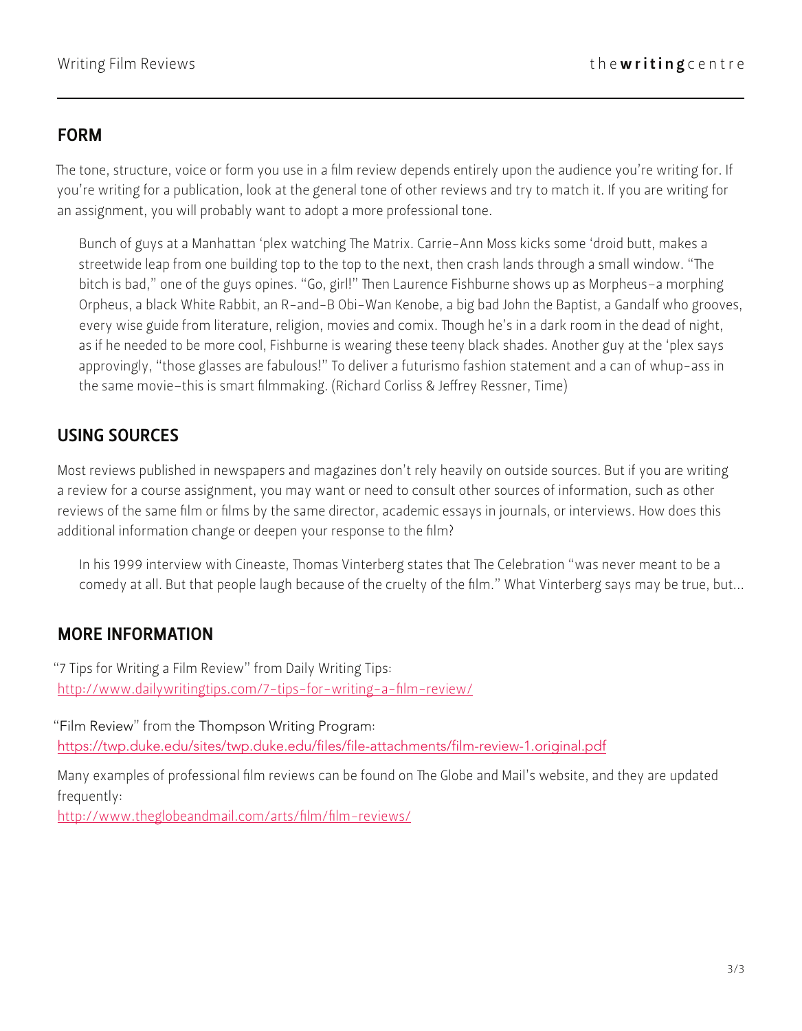## FORM

The tone, structure, voice or form you use in a film review depends entirely upon the audience you're writing for. If you're writing for a publication, look at the general tone of other reviews and try to match it. If you are writing for an assignment, you will probably want to adopt a more professional tone.

> Bunch of guys at a Manhattan 'plex watching The Matrix. Carrie-Ann Moss kicks some 'droid butt, makes a streetwide leap from one building top to the top to the next, then crash lands through a small window. "The bitch is bad," one of the guys opines. "Go, girl!" Then Laurence Fishburne shows up as Morpheus–a morphing Orpheus, a black White Rabbit, an R-and-B Obi-Wan Kenobe, a big bad John the Baptist, a Gandalf who grooves, every wise guide from literature, religion, movies and comix. Though he's in a dark room in the dead of night, as if he needed to be more cool, Fishburne is wearing these teeny black shades. Another guy at the 'plex says approvingly, "those glasses are fabulous!" To deliver a futurismo fashion statement and a can of whup-ass in the same movie–this is smart filmmaking. (Richard Corliss & Jeffrey Ressner, Time)

## USING SOURCES

Most reviews published in newspapers and magazines don't rely heavily on outside sources. But if you are writing a review for a course assignment, you may want or need to consult other sources of information, such as other reviews of the same film or films by the same director, academic essays in journals, or interviews. How does this additional information change or deepen your response to the film?

> In his 1999 interview with Cineaste, Thomas Vinterberg states that The Celebration "was never meant to be a comedy at all. But that people laugh because of the cruelty of the film." What Vinterberg says may be true, but...

## MORE INFORMATION

"7 Tips for Writing a Film Review" from Daily Writing Tips:
http://www.dailywritingtips.com/7-tips-for-writing-a-film-review/

"Film Review" from the Thompson Writing Program:
https://twp.duke.edu/sites/twp.duke.edu/files/file-attachments/film-review-1.original.pdf

Many examples of professional film reviews can be found on The Globe and Mail's website, and they are updated frequently:
http://www.theglobeandmail.com/arts/film/film-reviews/